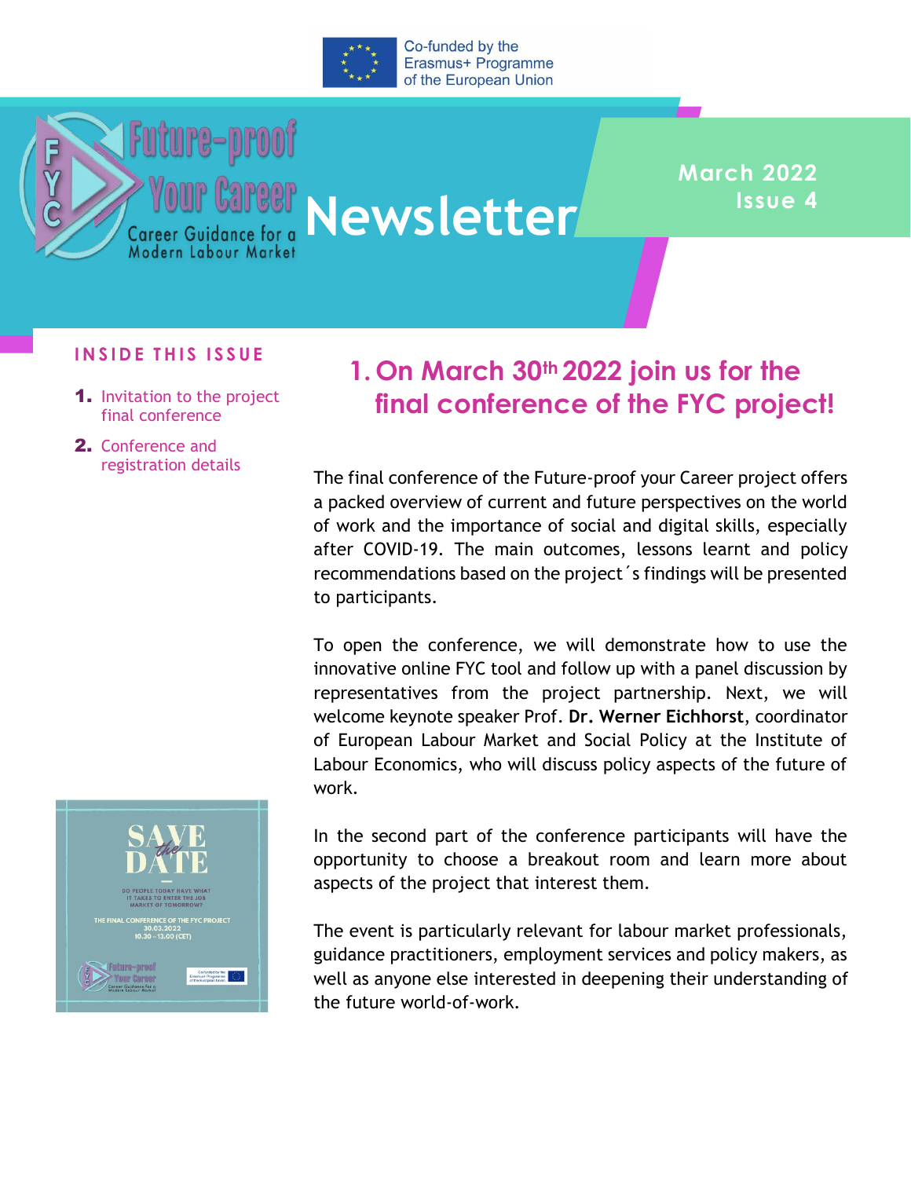Co-funded by the Erasmus+ Programme of the European Union

# Future-proof Your Career – Career Guidance for a Modern Labour Market

# Newsletter

**March 2022**
**Issue 4**

**INSIDE THIS ISSUE**

1. Invitation to the project final conference
2. Conference and registration details

## 1. On March 30th 2022 join us for the final conference of the FYC project!

The final conference of the Future-proof your Career project offers a packed overview of current and future perspectives on the world of work and the importance of social and digital skills, especially after COVID-19. The main outcomes, lessons learnt and policy recommendations based on the project´s findings will be presented to participants.

To open the conference, we will demonstrate how to use the innovative online FYC tool and follow up with a panel discussion by representatives from the project partnership. Next, we will welcome keynote speaker Prof. **Dr. Werner Eichhorst**, coordinator of European Labour Market and Social Policy at the Institute of Labour Economics, who will discuss policy aspects of the future of work.

In the second part of the conference participants will have the opportunity to choose a breakout room and learn more about aspects of the project that interest them.

The event is particularly relevant for labour market professionals, guidance practitioners, employment services and policy makers, as well as anyone else interested in deepening their understanding of the future world-of-work.

SAVE the DATE

DO PEOPLE TODAY HAVE WHAT IT TAKES TO ENTER THE JOB MARKET OF TOMORROW?

THE FINAL CONFERENCE OF THE FYC PROJECT
30.03.2022
10.30 – 13.00 (CET)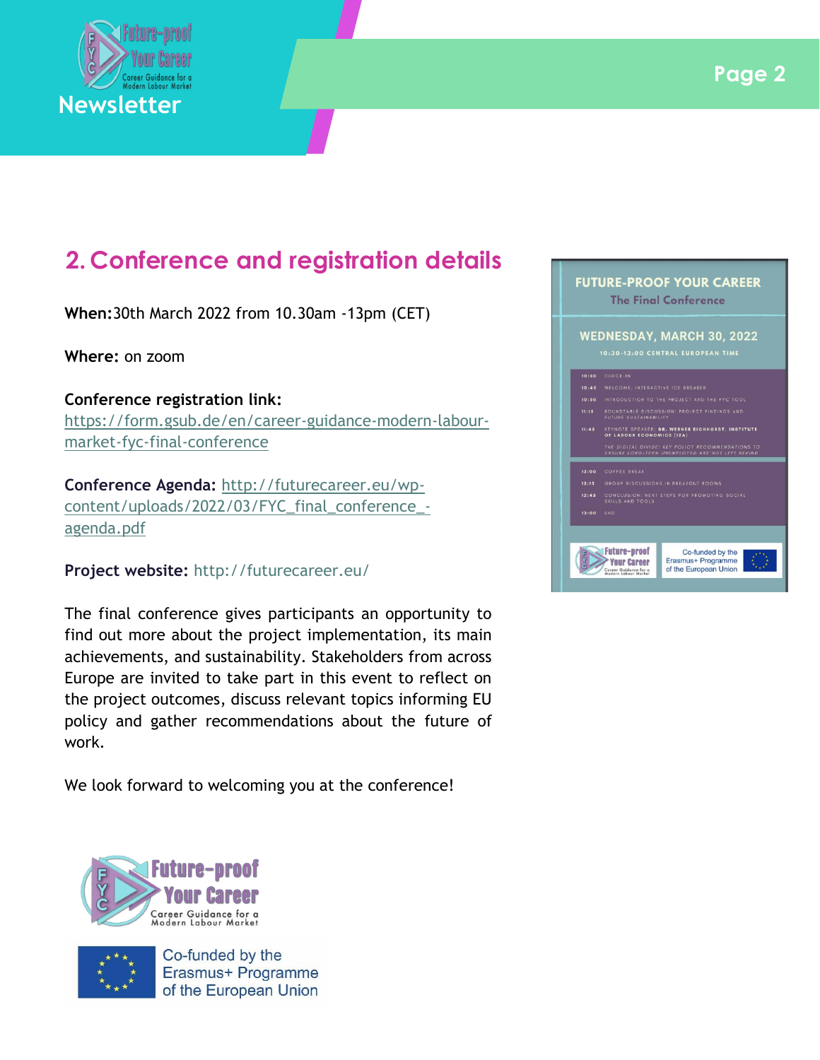## 2. Conference and registration details

**When:** 30th March 2022 from 10.30am -13pm (CET)

**Where:** on zoom

**Conference registration link:** https://form.gsub.de/en/career-guidance-modern-labour-market-fyc-final-conference

**Conference Agenda:** http://futurecareer.eu/wp-content/uploads/2022/03/FYC_final_conference_-agenda.pdf

**Project website:** http://futurecareer.eu/

The final conference gives participants an opportunity to find out more about the project implementation, its main achievements, and sustainability. Stakeholders from across Europe are invited to take part in this event to reflect on the project outcomes, discuss relevant topics informing EU policy and gather recommendations about the future of work.

We look forward to welcoming you at the conference!

FUTURE-PROOF YOUR CAREER
The Final Conference

WEDNESDAY, MARCH 30, 2022
10:30-13:00 CENTRAL EUROPEAN TIME

| | |
|---|---|
| 10:30 | CHECK-IN |
| 10:40 | WELCOME, INTERACTIVE ICE BREAKER |
| 10:50 | INTRODUCTION TO THE PROJECT AND THE FYC TOOL |
| 11:15 | ROUNDTABLE DISCUSSION: PROJECT FINDINGS AND FUTURE SUSTAINABILITY |
| 11:45 | KEYNOTE SPEAKER: DR. WERNER EICHHORST, INSTITUTE OF LABOUR ECONOMICS (IZA) *THE DIGITAL DIVIDE: KEY POLICY RECOMMENDATIONS TO ENSURE LONG-TERM UNEMPLOYED ARE NOT LEFT BEHIND* |
| 12:00 | COFFEE BREAK |
| 12:15 | GROUP DISCUSSIONS IN BREAKOUT ROOMS |
| 12:45 | CONCLUSION: NEXT STEPS FOR PROMOTING SOCIAL SKILLS AND TOOLS |
| 13:00 | END |

Future-proof Your Career
Career Guidance for a Modern Labour Market

Co-funded by the Erasmus+ Programme of the European Union